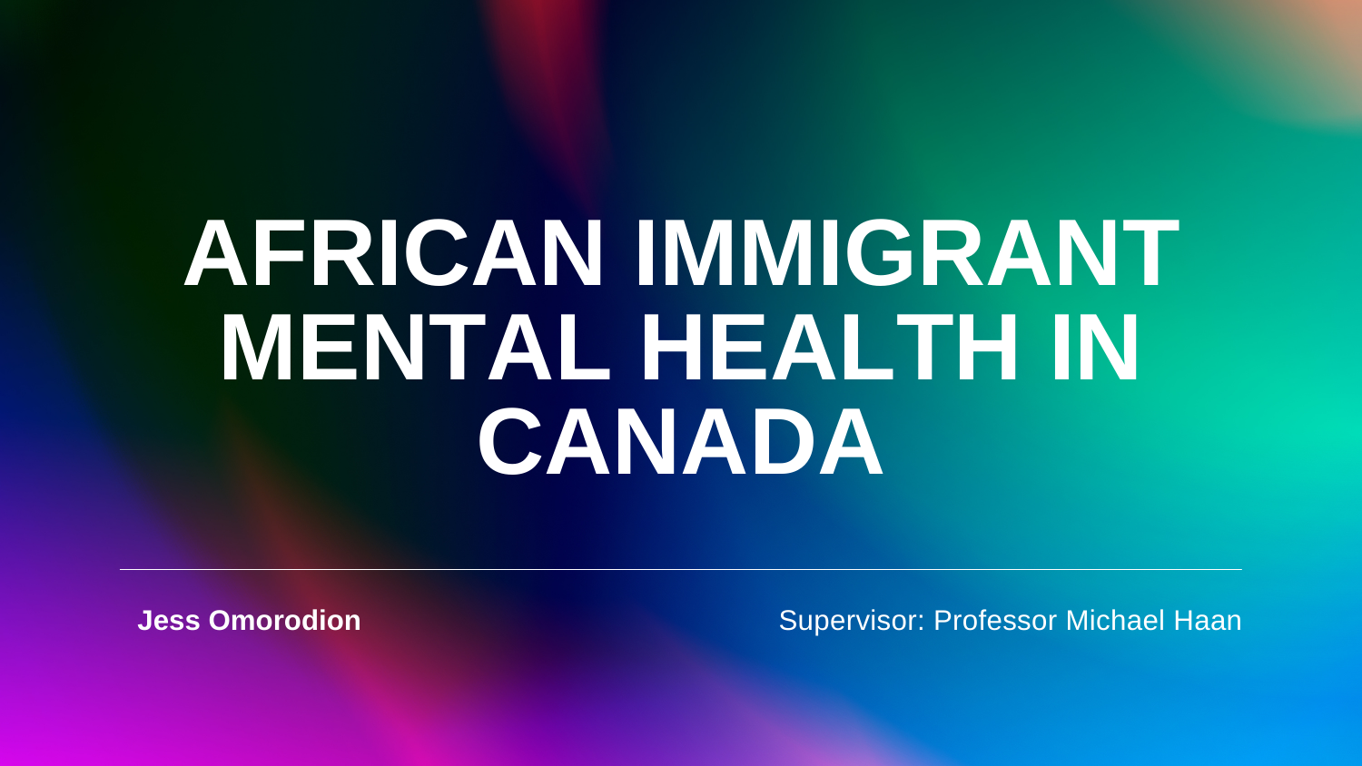# AFRICAN IMMIGRANT MENTAL HEALTH IN CANADA

**Jess Omorodion**

Supervisor: Professor Michael Haan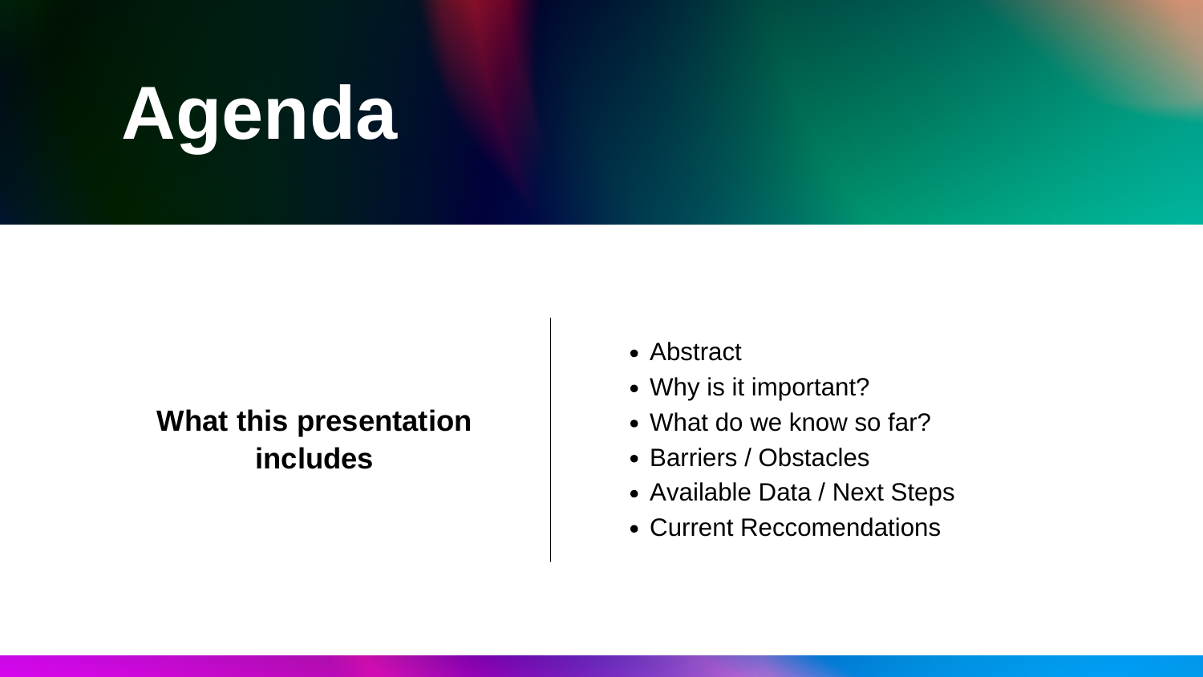# Agenda

**What this presentation includes**

- Abstract
- Why is it important?
- What do we know so far?
- Barriers / Obstacles
- Available Data / Next Steps
- Current Reccomendations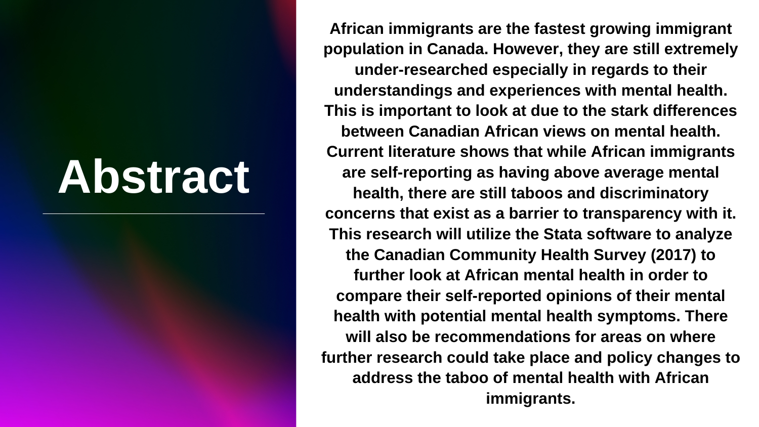# Abstract

**African immigrants are the fastest growing immigrant population in Canada. However, they are still extremely under-researched especially in regards to their understandings and experiences with mental health. This is important to look at due to the stark differences between Canadian African views on mental health. Current literature shows that while African immigrants are self-reporting as having above average mental health, there are still taboos and discriminatory concerns that exist as a barrier to transparency with it. This research will utilize the Stata software to analyze the Canadian Community Health Survey (2017) to further look at African mental health in order to compare their self-reported opinions of their mental health with potential mental health symptoms. There will also be recommendations for areas on where further research could take place and policy changes to address the taboo of mental health with African immigrants.**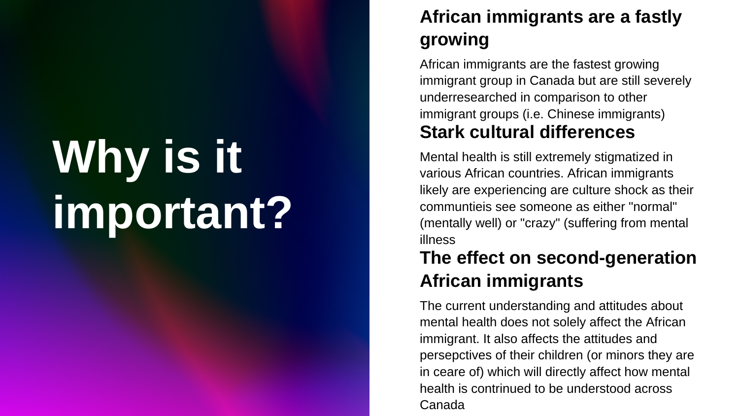# Why is it important?

## African immigrants are a fastly growing

African immigrants are the fastest growing immigrant group in Canada but are still severely underresearched in comparison to other immigrant groups (i.e. Chinese immigrants)

## Stark cultural differences

Mental health is still extremely stigmatized in various African countries. African immigrants likely are experiencing are culture shock as their communtieis see someone as either "normal" (mentally well) or "crazy" (suffering from mental illness

## The effect on second-generation African immigrants

The current understanding and attitudes about mental health does not solely affect the African immigrant. It also affects the attitudes and persepctives of their children (or minors they are in ceare of) which will directly affect how mental health is contrinued to be understood across Canada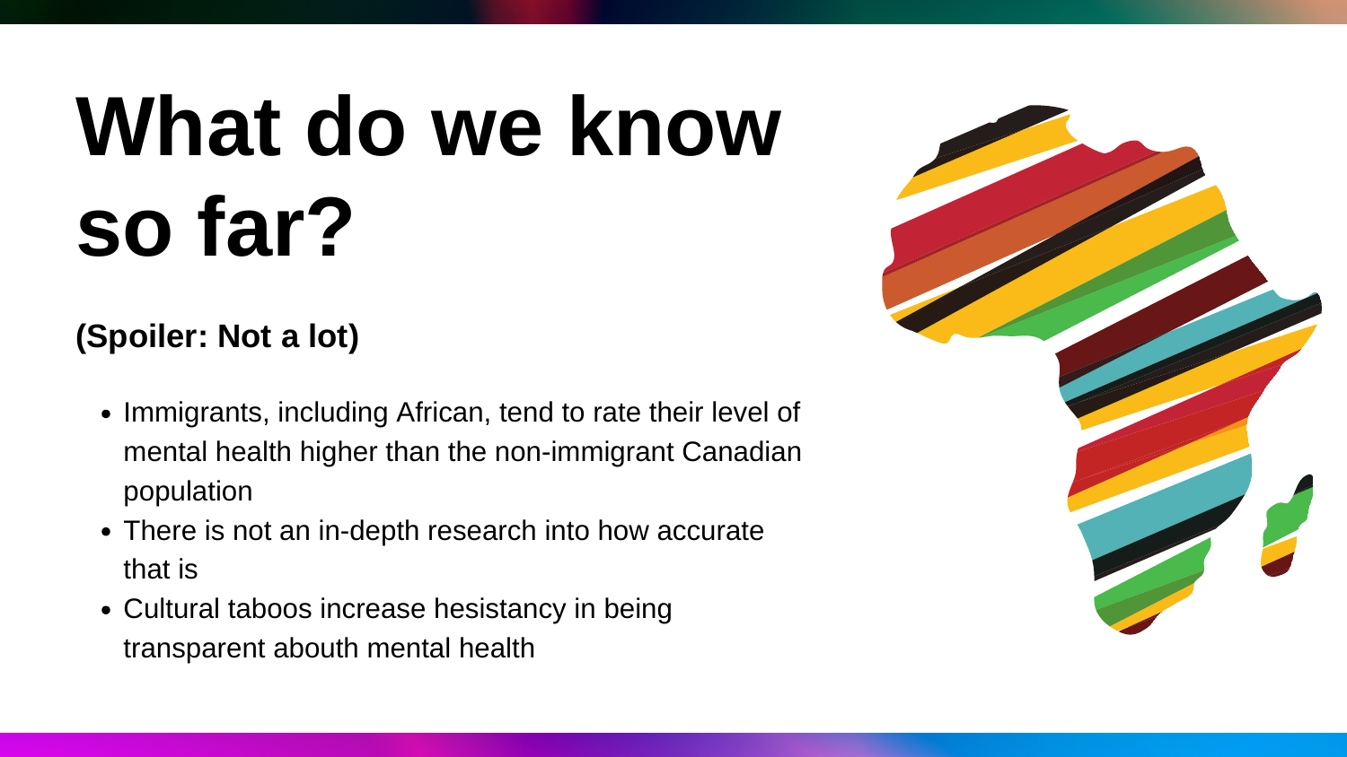# What do we know so far?

**(Spoiler: Not a lot)**

- Immigrants, including African, tend to rate their level of mental health higher than the non-immigrant Canadian population
- There is not an in-depth research into how accurate that is
- Cultural taboos increase hesistancy in being transparent abouth mental health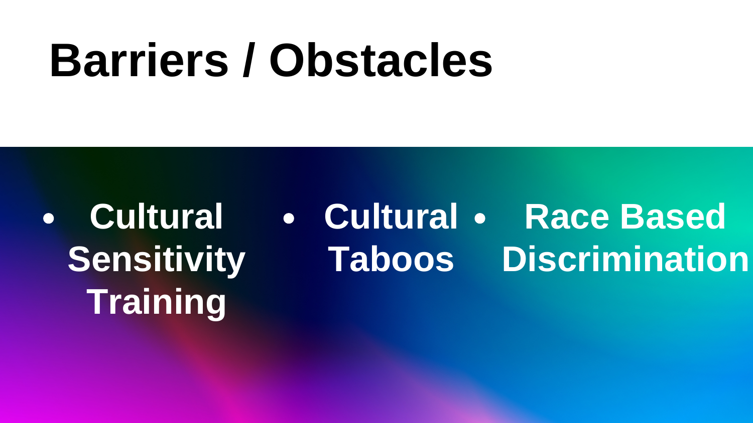# Barriers / Obstacles

- Cultural Sensitivity Training
- Cultural Taboos
- Race Based Discrimination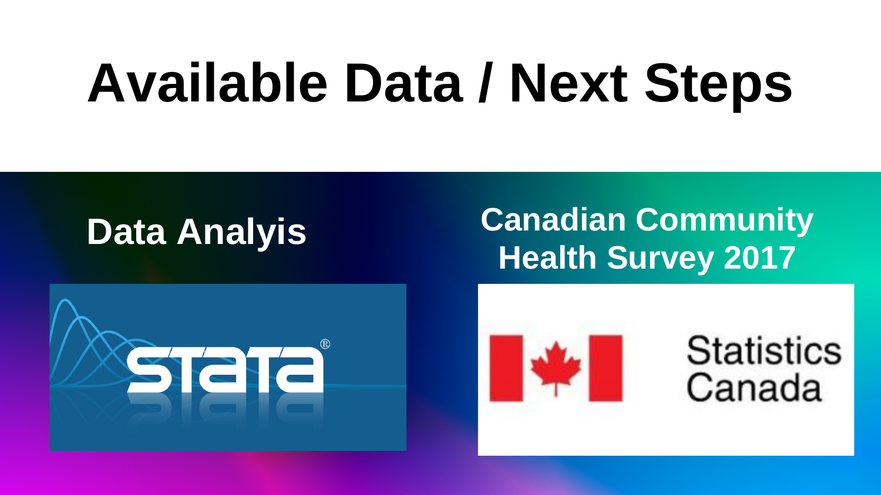# Available Data / Next Steps

## Data Analyis

STATA

## Canadian Community Health Survey 2017

Statistics Canada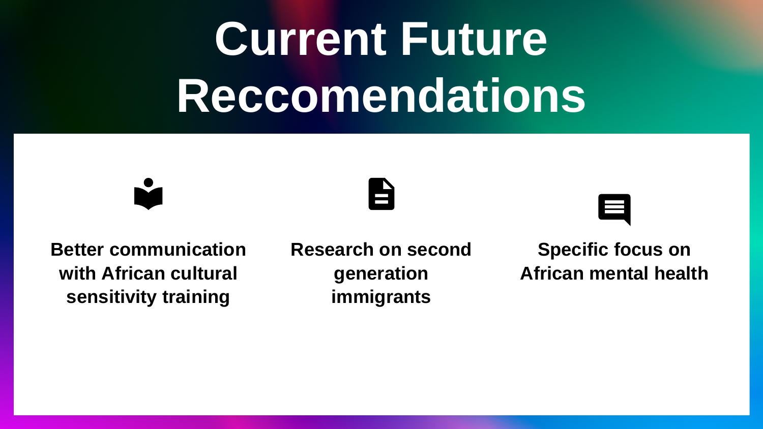# Current Future Reccomendations

**Better communication with African cultural sensitivity training**

**Research on second generation immigrants**

**Specific focus on African mental health**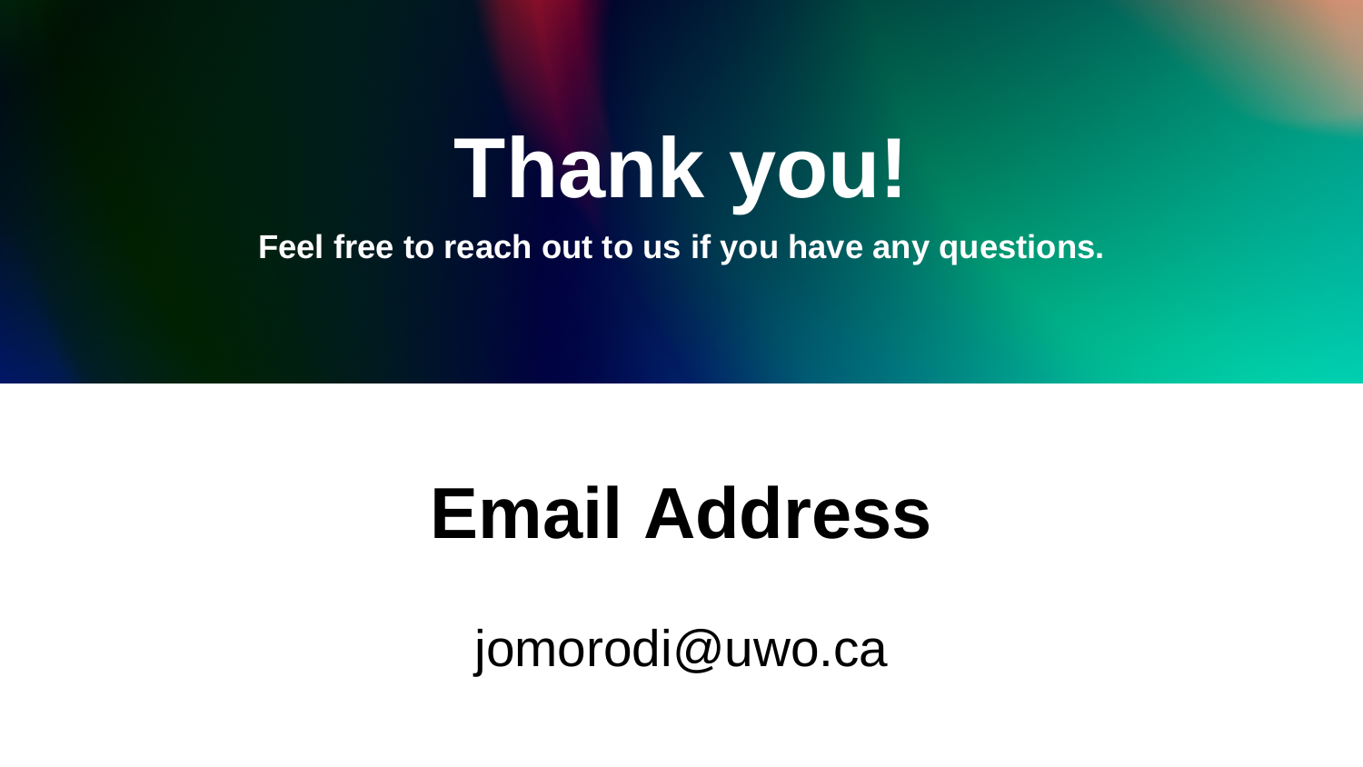# Thank you!

**Feel free to reach out to us if you have any questions.**

## Email Address

jomorodi@uwo.ca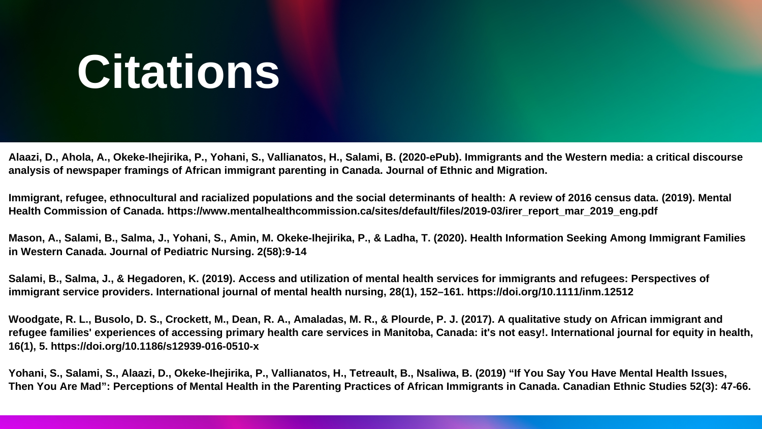# Citations

**Alaazi, D., Ahola, A., Okeke-Ihejirika, P., Yohani, S., Vallianatos, H., Salami, B. (2020-ePub). Immigrants and the Western media: a critical discourse analysis of newspaper framings of African immigrant parenting in Canada. Journal of Ethnic and Migration.**

**Immigrant, refugee, ethnocultural and racialized populations and the social determinants of health: A review of 2016 census data. (2019). Mental Health Commission of Canada. https://www.mentalhealthcommission.ca/sites/default/files/2019-03/irer_report_mar_2019_eng.pdf**

**Mason, A., Salami, B., Salma, J., Yohani, S., Amin, M. Okeke-Ihejirika, P., & Ladha, T. (2020). Health Information Seeking Among Immigrant Families in Western Canada. Journal of Pediatric Nursing. 2(58):9-14**

**Salami, B., Salma, J., & Hegadoren, K. (2019). Access and utilization of mental health services for immigrants and refugees: Perspectives of immigrant service providers. International journal of mental health nursing, 28(1), 152–161. https://doi.org/10.1111/inm.12512**

**Woodgate, R. L., Busolo, D. S., Crockett, M., Dean, R. A., Amaladas, M. R., & Plourde, P. J. (2017). A qualitative study on African immigrant and refugee families' experiences of accessing primary health care services in Manitoba, Canada: it's not easy!. International journal for equity in health, 16(1), 5. https://doi.org/10.1186/s12939-016-0510-x**

**Yohani, S., Salami, S., Alaazi, D., Okeke-Ihejirika, P., Vallianatos, H., Tetreault, B., Nsaliwa, B. (2019) "If You Say You Have Mental Health Issues, Then You Are Mad": Perceptions of Mental Health in the Parenting Practices of African Immigrants in Canada. Canadian Ethnic Studies 52(3): 47-66.**